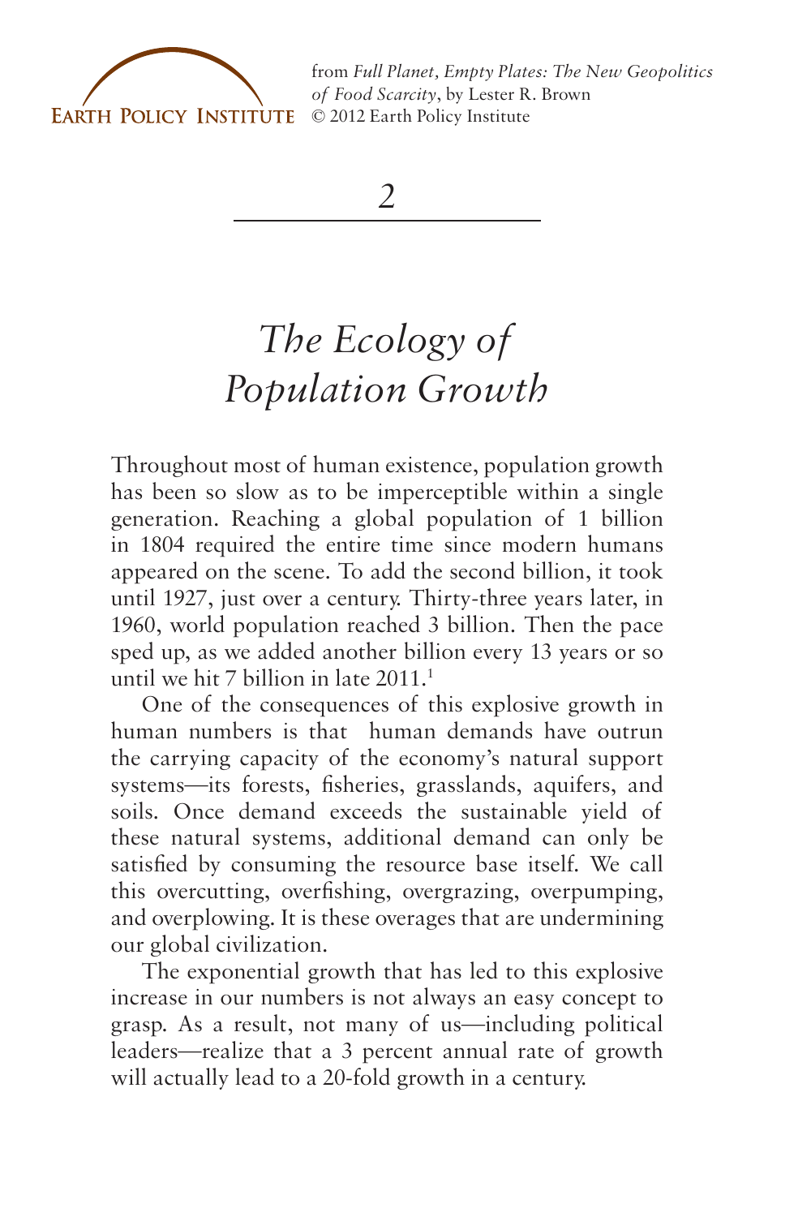from *Full Planet, Empty Plates: The New Geopolitics of Food Scarcity*, by Lester R. Brown
© 2012 Earth Policy Institute

*2*

# *The Ecology of Population Growth*

Throughout most of human existence, population growth has been so slow as to be imperceptible within a single generation. Reaching a global population of 1 billion in 1804 required the entire time since modern humans appeared on the scene. To add the second billion, it took until 1927, just over a century. Thirty-three years later, in 1960, world population reached 3 billion. Then the pace sped up, as we added another billion every 13 years or so until we hit 7 billion in late 2011.[1]

One of the consequences of this explosive growth in human numbers is that human demands have outrun the carrying capacity of the economy's natural support systems—its forests, fisheries, grasslands, aquifers, and soils. Once demand exceeds the sustainable yield of these natural systems, additional demand can only be satisfied by consuming the resource base itself. We call this overcutting, overfishing, overgrazing, overpumping, and overplowing. It is these overages that are undermining our global civilization.

The exponential growth that has led to this explosive increase in our numbers is not always an easy concept to grasp. As a result, not many of us—including political leaders—realize that a 3 percent annual rate of growth will actually lead to a 20-fold growth in a century.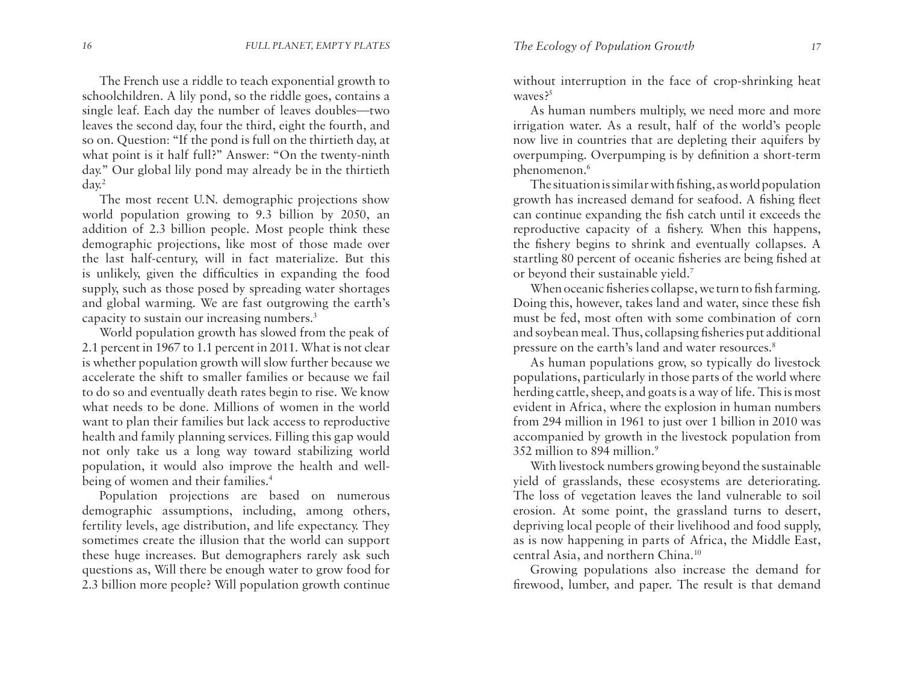The French use a riddle to teach exponential growth to schoolchildren. A lily pond, so the riddle goes, contains a single leaf. Each day the number of leaves doubles—two leaves the second day, four the third, eight the fourth, and so on. Question: "If the pond is full on the thirtieth day, at what point is it half full?" Answer: "On the twenty-ninth day." Our global lily pond may already be in the thirtieth day.[2]

The most recent U.N. demographic projections show world population growing to 9.3 billion by 2050, an addition of 2.3 billion people. Most people think these demographic projections, like most of those made over the last half-century, will in fact materialize. But this is unlikely, given the difficulties in expanding the food supply, such as those posed by spreading water shortages and global warming. We are fast outgrowing the earth's capacity to sustain our increasing numbers.[3]

World population growth has slowed from the peak of 2.1 percent in 1967 to 1.1 percent in 2011. What is not clear is whether population growth will slow further because we accelerate the shift to smaller families or because we fail to do so and eventually death rates begin to rise. We know what needs to be done. Millions of women in the world want to plan their families but lack access to reproductive health and family planning services. Filling this gap would not only take us a long way toward stabilizing world population, it would also improve the health and well-being of women and their families.[4]

Population projections are based on numerous demographic assumptions, including, among others, fertility levels, age distribution, and life expectancy. They sometimes create the illusion that the world can support these huge increases. But demographers rarely ask such questions as, Will there be enough water to grow food for 2.3 billion more people? Will population growth continue without interruption in the face of crop-shrinking heat waves?[5]

As human numbers multiply, we need more and more irrigation water. As a result, half of the world's people now live in countries that are depleting their aquifers by overpumping. Overpumping is by definition a short-term phenomenon.[6]

The situation is similar with fishing, as world population growth has increased demand for seafood. A fishing fleet can continue expanding the fish catch until it exceeds the reproductive capacity of a fishery. When this happens, the fishery begins to shrink and eventually collapses. A startling 80 percent of oceanic fisheries are being fished at or beyond their sustainable yield.[7]

When oceanic fisheries collapse, we turn to fish farming. Doing this, however, takes land and water, since these fish must be fed, most often with some combination of corn and soybean meal. Thus, collapsing fisheries put additional pressure on the earth's land and water resources.[8]

As human populations grow, so typically do livestock populations, particularly in those parts of the world where herding cattle, sheep, and goats is a way of life. This is most evident in Africa, where the explosion in human numbers from 294 million in 1961 to just over 1 billion in 2010 was accompanied by growth in the livestock population from 352 million to 894 million.[9]

With livestock numbers growing beyond the sustainable yield of grasslands, these ecosystems are deteriorating. The loss of vegetation leaves the land vulnerable to soil erosion. At some point, the grassland turns to desert, depriving local people of their livelihood and food supply, as is now happening in parts of Africa, the Middle East, central Asia, and northern China.[10]

Growing populations also increase the demand for firewood, lumber, and paper. The result is that demand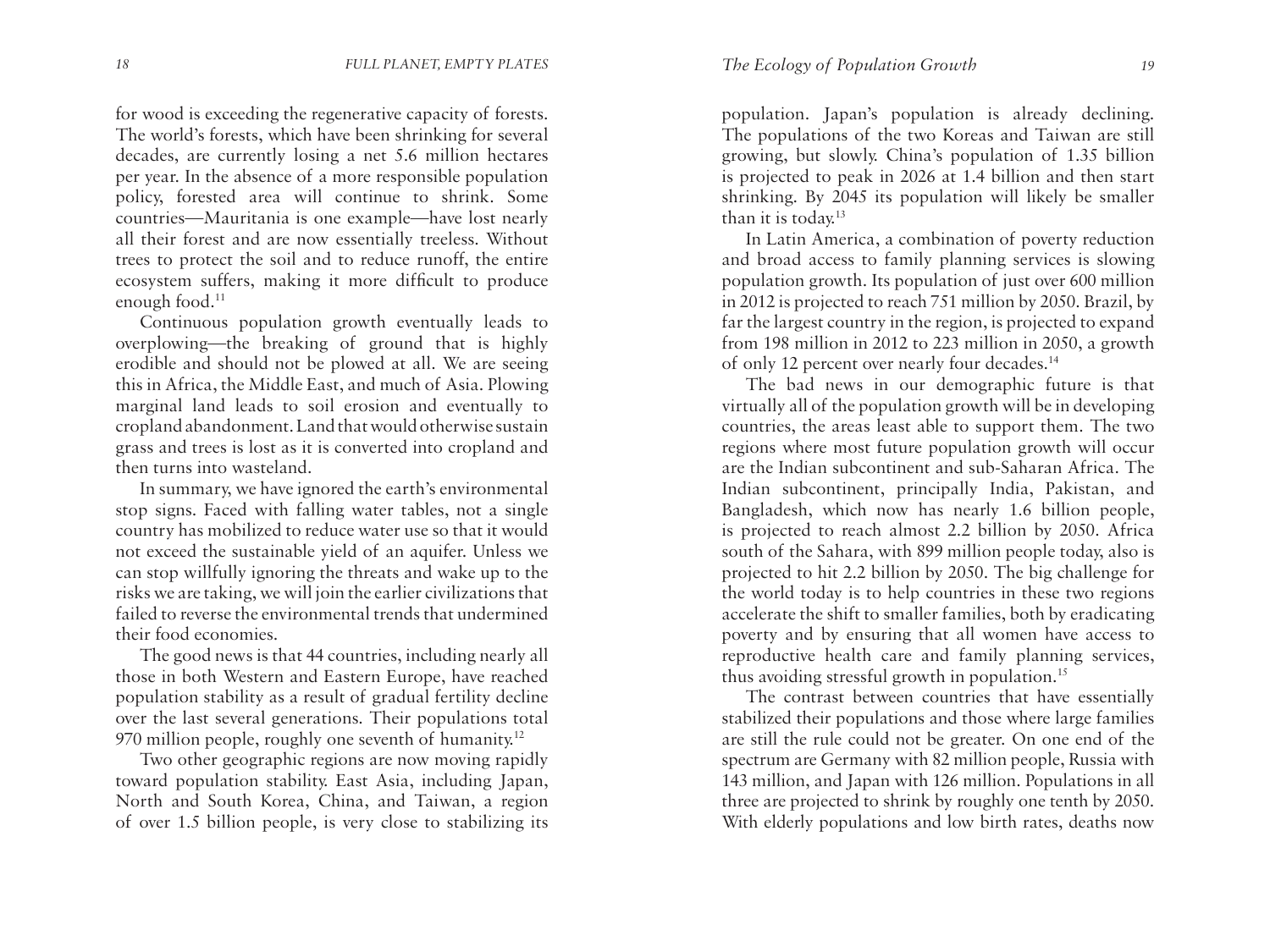for wood is exceeding the regenerative capacity of forests. The world's forests, which have been shrinking for several decades, are currently losing a net 5.6 million hectares per year. In the absence of a more responsible population policy, forested area will continue to shrink. Some countries—Mauritania is one example—have lost nearly all their forest and are now essentially treeless. Without trees to protect the soil and to reduce runoff, the entire ecosystem suffers, making it more difficult to produce enough food.[11]

Continuous population growth eventually leads to overplowing—the breaking of ground that is highly erodible and should not be plowed at all. We are seeing this in Africa, the Middle East, and much of Asia. Plowing marginal land leads to soil erosion and eventually to cropland abandonment. Land that would otherwise sustain grass and trees is lost as it is converted into cropland and then turns into wasteland.

In summary, we have ignored the earth's environmental stop signs. Faced with falling water tables, not a single country has mobilized to reduce water use so that it would not exceed the sustainable yield of an aquifer. Unless we can stop willfully ignoring the threats and wake up to the risks we are taking, we will join the earlier civilizations that failed to reverse the environmental trends that undermined their food economies.

The good news is that 44 countries, including nearly all those in both Western and Eastern Europe, have reached population stability as a result of gradual fertility decline over the last several generations. Their populations total 970 million people, roughly one seventh of humanity.[12]

Two other geographic regions are now moving rapidly toward population stability. East Asia, including Japan, North and South Korea, China, and Taiwan, a region of over 1.5 billion people, is very close to stabilizing its population. Japan's population is already declining. The populations of the two Koreas and Taiwan are still growing, but slowly. China's population of 1.35 billion is projected to peak in 2026 at 1.4 billion and then start shrinking. By 2045 its population will likely be smaller than it is today.[13]

In Latin America, a combination of poverty reduction and broad access to family planning services is slowing population growth. Its population of just over 600 million in 2012 is projected to reach 751 million by 2050. Brazil, by far the largest country in the region, is projected to expand from 198 million in 2012 to 223 million in 2050, a growth of only 12 percent over nearly four decades.[14]

The bad news in our demographic future is that virtually all of the population growth will be in developing countries, the areas least able to support them. The two regions where most future population growth will occur are the Indian subcontinent and sub-Saharan Africa. The Indian subcontinent, principally India, Pakistan, and Bangladesh, which now has nearly 1.6 billion people, is projected to reach almost 2.2 billion by 2050. Africa south of the Sahara, with 899 million people today, also is projected to hit 2.2 billion by 2050. The big challenge for the world today is to help countries in these two regions accelerate the shift to smaller families, both by eradicating poverty and by ensuring that all women have access to reproductive health care and family planning services, thus avoiding stressful growth in population.[15]

The contrast between countries that have essentially stabilized their populations and those where large families are still the rule could not be greater. On one end of the spectrum are Germany with 82 million people, Russia with 143 million, and Japan with 126 million. Populations in all three are projected to shrink by roughly one tenth by 2050. With elderly populations and low birth rates, deaths now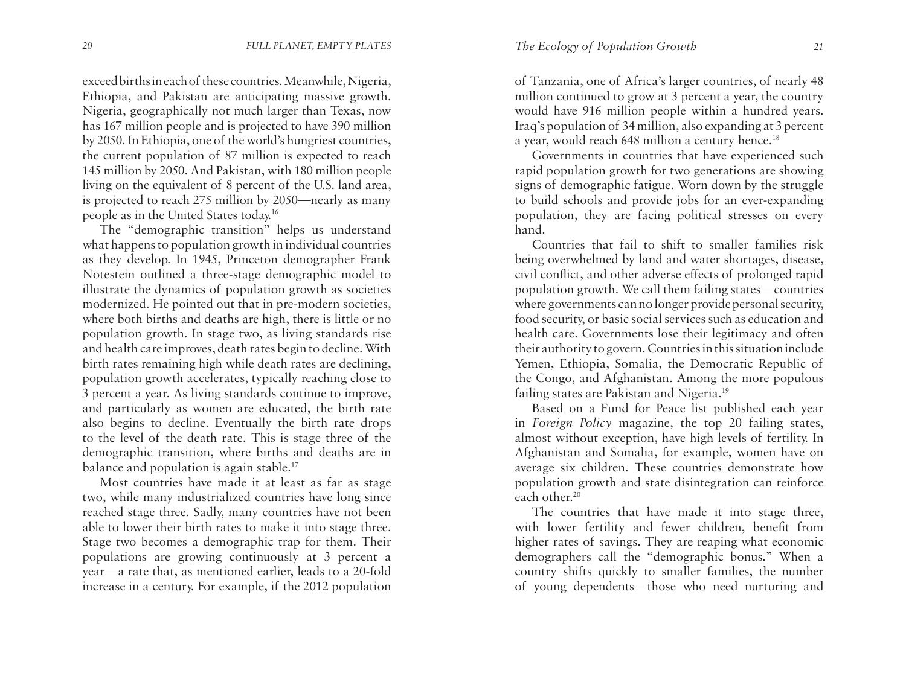exceed births in each of these countries. Meanwhile, Nigeria, Ethiopia, and Pakistan are anticipating massive growth. Nigeria, geographically not much larger than Texas, now has 167 million people and is projected to have 390 million by 2050. In Ethiopia, one of the world's hungriest countries, the current population of 87 million is expected to reach 145 million by 2050. And Pakistan, with 180 million people living on the equivalent of 8 percent of the U.S. land area, is projected to reach 275 million by 2050—nearly as many people as in the United States today.[16]

The "demographic transition" helps us understand what happens to population growth in individual countries as they develop. In 1945, Princeton demographer Frank Notestein outlined a three-stage demographic model to illustrate the dynamics of population growth as societies modernized. He pointed out that in pre-modern societies, where both births and deaths are high, there is little or no population growth. In stage two, as living standards rise and health care improves, death rates begin to decline. With birth rates remaining high while death rates are declining, population growth accelerates, typically reaching close to 3 percent a year. As living standards continue to improve, and particularly as women are educated, the birth rate also begins to decline. Eventually the birth rate drops to the level of the death rate. This is stage three of the demographic transition, where births and deaths are in balance and population is again stable.[17]

Most countries have made it at least as far as stage two, while many industrialized countries have long since reached stage three. Sadly, many countries have not been able to lower their birth rates to make it into stage three. Stage two becomes a demographic trap for them. Their populations are growing continuously at 3 percent a year—a rate that, as mentioned earlier, leads to a 20-fold increase in a century. For example, if the 2012 population of Tanzania, one of Africa's larger countries, of nearly 48 million continued to grow at 3 percent a year, the country would have 916 million people within a hundred years. Iraq's population of 34 million, also expanding at 3 percent a year, would reach 648 million a century hence.[18]

Governments in countries that have experienced such rapid population growth for two generations are showing signs of demographic fatigue. Worn down by the struggle to build schools and provide jobs for an ever-expanding population, they are facing political stresses on every hand.

Countries that fail to shift to smaller families risk being overwhelmed by land and water shortages, disease, civil conflict, and other adverse effects of prolonged rapid population growth. We call them failing states—countries where governments can no longer provide personal security, food security, or basic social services such as education and health care. Governments lose their legitimacy and often their authority to govern. Countries in this situation include Yemen, Ethiopia, Somalia, the Democratic Republic of the Congo, and Afghanistan. Among the more populous failing states are Pakistan and Nigeria.[19]

Based on a Fund for Peace list published each year in *Foreign Policy* magazine, the top 20 failing states, almost without exception, have high levels of fertility. In Afghanistan and Somalia, for example, women have on average six children. These countries demonstrate how population growth and state disintegration can reinforce each other.[20]

The countries that have made it into stage three, with lower fertility and fewer children, benefit from higher rates of savings. They are reaping what economic demographers call the "demographic bonus." When a country shifts quickly to smaller families, the number of young dependents—those who need nurturing and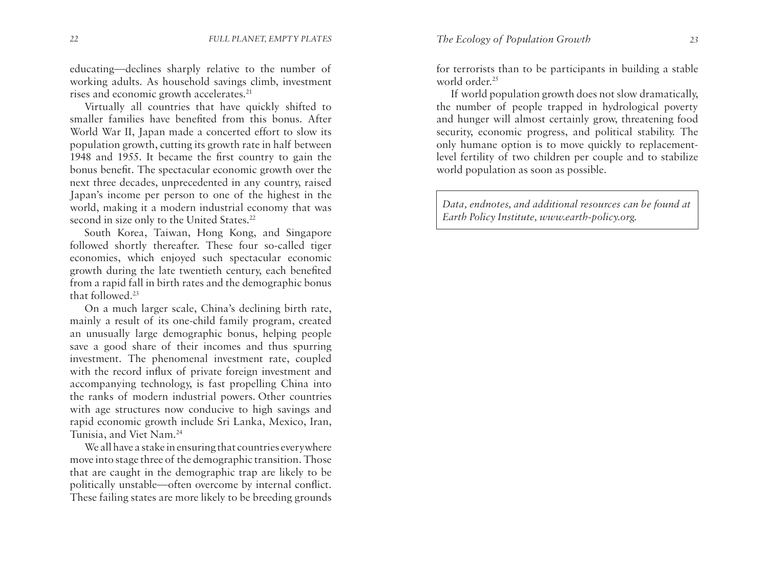educating—declines sharply relative to the number of working adults. As household savings climb, investment rises and economic growth accelerates.[21]

Virtually all countries that have quickly shifted to smaller families have benefited from this bonus. After World War II, Japan made a concerted effort to slow its population growth, cutting its growth rate in half between 1948 and 1955. It became the first country to gain the bonus benefit. The spectacular economic growth over the next three decades, unprecedented in any country, raised Japan's income per person to one of the highest in the world, making it a modern industrial economy that was second in size only to the United States.[22]

South Korea, Taiwan, Hong Kong, and Singapore followed shortly thereafter. These four so-called tiger economies, which enjoyed such spectacular economic growth during the late twentieth century, each benefited from a rapid fall in birth rates and the demographic bonus that followed.[23]

On a much larger scale, China's declining birth rate, mainly a result of its one-child family program, created an unusually large demographic bonus, helping people save a good share of their incomes and thus spurring investment. The phenomenal investment rate, coupled with the record influx of private foreign investment and accompanying technology, is fast propelling China into the ranks of modern industrial powers. Other countries with age structures now conducive to high savings and rapid economic growth include Sri Lanka, Mexico, Iran, Tunisia, and Viet Nam.[24]

We all have a stake in ensuring that countries everywhere move into stage three of the demographic transition. Those that are caught in the demographic trap are likely to be politically unstable—often overcome by internal conflict. These failing states are more likely to be breeding grounds for terrorists than to be participants in building a stable world order.[25]

If world population growth does not slow dramatically, the number of people trapped in hydrological poverty and hunger will almost certainly grow, threatening food security, economic progress, and political stability. The only humane option is to move quickly to replacement-level fertility of two children per couple and to stabilize world population as soon as possible.

*Data, endnotes, and additional resources can be found at Earth Policy Institute, www.earth-policy.org.*